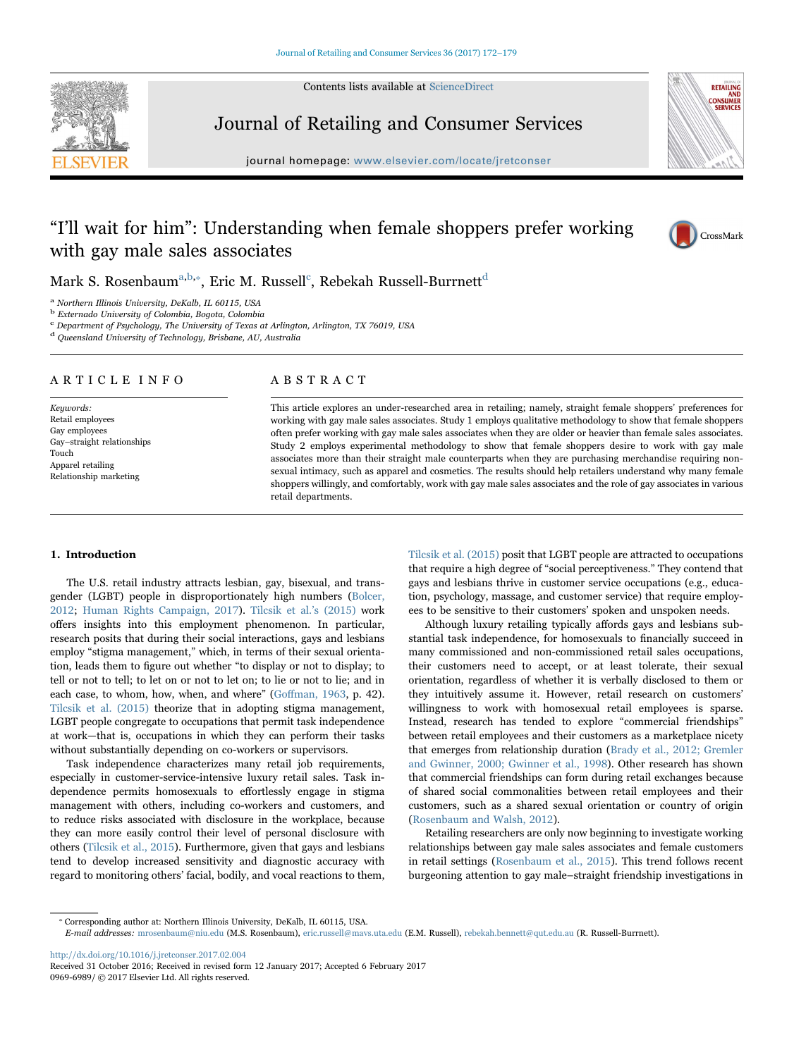# "I'll wait for him": Understanding when female shoppers prefer working with gay male sales associates

Mark S. Rosenbaum[a,b,*], Eric M. Russell[c], Rebekah Russell-Burrnett[d]

[a] Northern Illinois University, DeKalb, IL 60115, USA
[b] Externado University of Colombia, Bogota, Colombia
[c] Department of Psychology, The University of Texas at Arlington, Arlington, TX 76019, USA
[d] Queensland University of Technology, Brisbane, AU, Australia

## ARTICLE INFO

*Keywords:*
Retail employees
Gay employees
Gay−straight relationships
Touch
Apparel retailing
Relationship marketing

## ABSTRACT

This article explores an under-researched area in retailing; namely, straight female shoppers' preferences for working with gay male sales associates. Study 1 employs qualitative methodology to show that female shoppers often prefer working with gay male sales associates when they are older or heavier than female sales associates. Study 2 employs experimental methodology to show that female shoppers desire to work with gay male associates more than their straight male counterparts when they are purchasing merchandise requiring non-sexual intimacy, such as apparel and cosmetics. The results should help retailers understand why many female shoppers willingly, and comfortably, work with gay male sales associates and the role of gay associates in various retail departments.

## 1. Introduction

The U.S. retail industry attracts lesbian, gay, bisexual, and transgender (LGBT) people in disproportionately high numbers (Bolcer, 2012; Human Rights Campaign, 2017). Tilcsik et al.'s (2015) work offers insights into this employment phenomenon. In particular, research posits that during their social interactions, gays and lesbians employ "stigma management," which, in terms of their sexual orientation, leads them to figure out whether "to display or not to display; to tell or not to tell; to let on or not to let on; to lie or not to lie; and in each case, to whom, how, when, and where" (Goffman, 1963, p. 42). Tilcsik et al. (2015) theorize that in adopting stigma management, LGBT people congregate to occupations that permit task independence at work—that is, occupations in which they can perform their tasks without substantially depending on co-workers or supervisors.

Task independence characterizes many retail job requirements, especially in customer-service-intensive luxury retail sales. Task independence permits homosexuals to effortlessly engage in stigma management with others, including co-workers and customers, and to reduce risks associated with disclosure in the workplace, because they can more easily control their level of personal disclosure with others (Tilcsik et al., 2015). Furthermore, given that gays and lesbians tend to develop increased sensitivity and diagnostic accuracy with regard to monitoring others' facial, bodily, and vocal reactions to them, Tilcsik et al. (2015) posit that LGBT people are attracted to occupations that require a high degree of "social perceptiveness." They contend that gays and lesbians thrive in customer service occupations (e.g., education, psychology, massage, and customer service) that require employees to be sensitive to their customers' spoken and unspoken needs.

Although luxury retailing typically affords gays and lesbians substantial task independence, for homosexuals to financially succeed in many commissioned and non-commissioned retail sales occupations, their customers need to accept, or at least tolerate, their sexual orientation, regardless of whether it is verbally disclosed to them or they intuitively assume it. However, retail research on customers' willingness to work with homosexual retail employees is sparse. Instead, research has tended to explore "commercial friendships" between retail employees and their customers as a marketplace nicety that emerges from relationship duration (Brady et al., 2012; Gremler and Gwinner, 2000; Gwinner et al., 1998). Other research has shown that commercial friendships can form during retail exchanges because of shared social commonalities between retail employees and their customers, such as a shared sexual orientation or country of origin (Rosenbaum and Walsh, 2012).

Retailing researchers are only now beginning to investigate working relationships between gay male sales associates and female customers in retail settings (Rosenbaum et al., 2015). This trend follows recent burgeoning attention to gay male−straight friendship investigations in

---

* Corresponding author at: Northern Illinois University, DeKalb, IL 60115, USA.
*E-mail addresses:* mrosenbaum@niu.edu (M.S. Rosenbaum), eric.russell@mavs.uta.edu (E.M. Russell), rebekah.bennett@qut.edu.au (R. Russell-Burrnett).

http://dx.doi.org/10.1016/j.jretconser.2017.02.004
Received 31 October 2016; Received in revised form 12 January 2017; Accepted 6 February 2017
0969-6989/ © 2017 Elsevier Ltd. All rights reserved.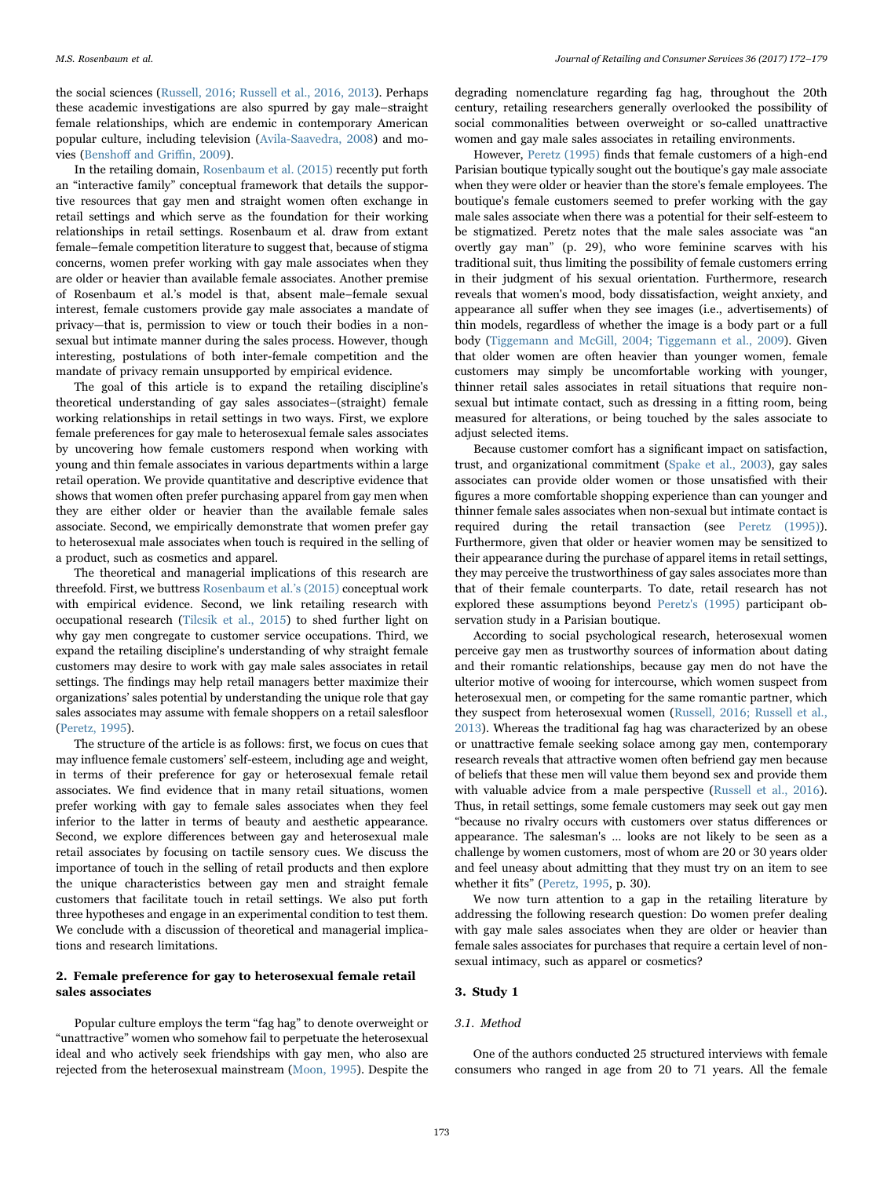the social sciences (Russell, 2016; Russell et al., 2016, 2013). Perhaps these academic investigations are also spurred by gay male–straight female relationships, which are endemic in contemporary American popular culture, including television (Avila-Saavedra, 2008) and movies (Benshoff and Griffin, 2009).

In the retailing domain, Rosenbaum et al. (2015) recently put forth an "interactive family" conceptual framework that details the supportive resources that gay men and straight women often exchange in retail settings and which serve as the foundation for their working relationships in retail settings. Rosenbaum et al. draw from extant female–female competition literature to suggest that, because of stigma concerns, women prefer working with gay male associates when they are older or heavier than available female associates. Another premise of Rosenbaum et al.'s model is that, absent male–female sexual interest, female customers provide gay male associates a mandate of privacy—that is, permission to view or touch their bodies in a non-sexual but intimate manner during the sales process. However, though interesting, postulations of both inter-female competition and the mandate of privacy remain unsupported by empirical evidence.

The goal of this article is to expand the retailing discipline's theoretical understanding of gay sales associates–(straight) female working relationships in retail settings in two ways. First, we explore female preferences for gay male to heterosexual female sales associates by uncovering how female customers respond when working with young and thin female associates in various departments within a large retail operation. We provide quantitative and descriptive evidence that shows that women often prefer purchasing apparel from gay men when they are either older or heavier than the available female sales associate. Second, we empirically demonstrate that women prefer gay to heterosexual male associates when touch is required in the selling of a product, such as cosmetics and apparel.

The theoretical and managerial implications of this research are threefold. First, we buttress Rosenbaum et al.'s (2015) conceptual work with empirical evidence. Second, we link retailing research with occupational research (Tilcsik et al., 2015) to shed further light on why gay men congregate to customer service occupations. Third, we expand the retailing discipline's understanding of why straight female customers may desire to work with gay male sales associates in retail settings. The findings may help retail managers better maximize their organizations' sales potential by understanding the unique role that gay sales associates may assume with female shoppers on a retail salesfloor (Peretz, 1995).

The structure of the article is as follows: first, we focus on cues that may influence female customers' self-esteem, including age and weight, in terms of their preference for gay or heterosexual female retail associates. We find evidence that in many retail situations, women prefer working with gay to female sales associates when they feel inferior to the latter in terms of beauty and aesthetic appearance. Second, we explore differences between gay and heterosexual male retail associates by focusing on tactile sensory cues. We discuss the importance of touch in the selling of retail products and then explore the unique characteristics between gay men and straight female customers that facilitate touch in retail settings. We also put forth three hypotheses and engage in an experimental condition to test them. We conclude with a discussion of theoretical and managerial implications and research limitations.

## 2. Female preference for gay to heterosexual female retail sales associates

Popular culture employs the term "fag hag" to denote overweight or "unattractive" women who somehow fail to perpetuate the heterosexual ideal and who actively seek friendships with gay men, who also are rejected from the heterosexual mainstream (Moon, 1995). Despite the degrading nomenclature regarding fag hag, throughout the 20th century, retailing researchers generally overlooked the possibility of social commonalities between overweight or so-called unattractive women and gay male sales associates in retailing environments.

However, Peretz (1995) finds that female customers of a high-end Parisian boutique typically sought out the boutique's gay male associate when they were older or heavier than the store's female employees. The boutique's female customers seemed to prefer working with the gay male sales associate when there was a potential for their self-esteem to be stigmatized. Peretz notes that the male sales associate was "an overtly gay man" (p. 29), who wore feminine scarves with his traditional suit, thus limiting the possibility of female customers erring in their judgment of his sexual orientation. Furthermore, research reveals that women's mood, body dissatisfaction, weight anxiety, and appearance all suffer when they see images (i.e., advertisements) of thin models, regardless of whether the image is a body part or a full body (Tiggemann and McGill, 2004; Tiggemann et al., 2009). Given that older women are often heavier than younger women, female customers may simply be uncomfortable working with younger, thinner retail sales associates in retail situations that require non-sexual but intimate contact, such as dressing in a fitting room, being measured for alterations, or being touched by the sales associate to adjust selected items.

Because customer comfort has a significant impact on satisfaction, trust, and organizational commitment (Spake et al., 2003), gay sales associates can provide older women or those unsatisfied with their figures a more comfortable shopping experience than can younger and thinner female sales associates when non-sexual but intimate contact is required during the retail transaction (see Peretz (1995)). Furthermore, given that older or heavier women may be sensitized to their appearance during the purchase of apparel items in retail settings, they may perceive the trustworthiness of gay sales associates more than that of their female counterparts. To date, retail research has not explored these assumptions beyond Peretz's (1995) participant observation study in a Parisian boutique.

According to social psychological research, heterosexual women perceive gay men as trustworthy sources of information about dating and their romantic relationships, because gay men do not have the ulterior motive of wooing for intercourse, which women suspect from heterosexual men, or competing for the same romantic partner, which they suspect from heterosexual women (Russell, 2016; Russell et al., 2013). Whereas the traditional fag hag was characterized by an obese or unattractive female seeking solace among gay men, contemporary research reveals that attractive women often befriend gay men because of beliefs that these men will value them beyond sex and provide them with valuable advice from a male perspective (Russell et al., 2016). Thus, in retail settings, some female customers may seek out gay men "because no rivalry occurs with customers over status differences or appearance. The salesman's … looks are not likely to be seen as a challenge by women customers, most of whom are 20 or 30 years older and feel uneasy about admitting that they must try on an item to see whether it fits" (Peretz, 1995, p. 30).

We now turn attention to a gap in the retailing literature by addressing the following research question: Do women prefer dealing with gay male sales associates when they are older or heavier than female sales associates for purchases that require a certain level of non-sexual intimacy, such as apparel or cosmetics?

## 3. Study 1

### 3.1. Method

One of the authors conducted 25 structured interviews with female consumers who ranged in age from 20 to 71 years. All the female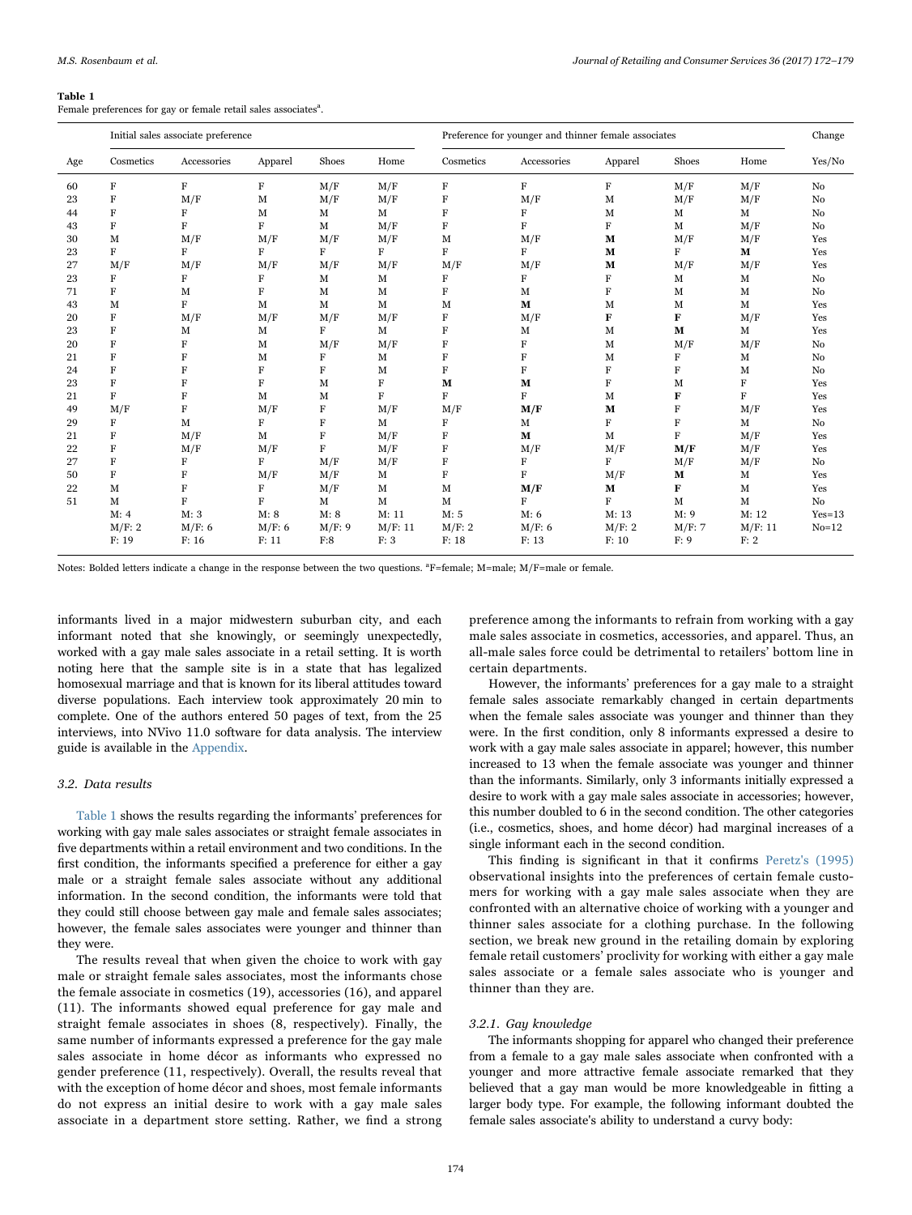**Table 1**
Female preferences for gay or female retail sales associates[a].

| Age | Initial sales associate preference | | | | | Preference for younger and thinner female associates | | | | | Change |
|---|---|---|---|---|---|---|---|---|---|---|---|
| | Cosmetics | Accessories | Apparel | Shoes | Home | Cosmetics | Accessories | Apparel | Shoes | Home | Yes/No |
| 60 | F | F | F | M/F | M/F | F | F | F | M/F | M/F | No |
| 23 | F | M/F | M | M/F | M/F | F | M/F | M | M/F | M/F | No |
| 44 | F | F | M | M | M | F | F | M | M | M | No |
| 43 | F | F | F | M | M/F | F | F | F | M | M/F | No |
| 30 | M | M/F | M/F | M/F | M/F | M | M/F | **M** | M/F | M/F | Yes |
| 23 | F | F | F | F | F | F | F | **M** | F | **M** | Yes |
| 27 | M/F | M/F | M/F | M/F | M/F | M/F | M/F | **M** | M/F | M/F | Yes |
| 23 | F | F | F | M | M | F | F | F | M | M | No |
| 71 | F | M | F | M | M | F | M | F | M | M | No |
| 43 | M | F | M | M | M | M | **M** | M | M | M | Yes |
| 20 | F | M/F | M/F | M/F | M/F | F | M/F | **F** | **F** | M/F | Yes |
| 23 | F | M | M | F | M | F | M | M | **M** | M | Yes |
| 20 | F | F | M | M/F | M/F | F | F | M | M/F | M/F | No |
| 21 | F | F | M | F | M | F | F | M | F | M | No |
| 24 | F | F | F | F | M | F | F | F | F | M | No |
| 23 | F | F | F | M | F | **M** | **M** | F | M | F | Yes |
| 21 | F | F | M | M | F | F | F | M | **F** | F | Yes |
| 49 | M/F | F | M/F | F | M/F | M/F | **M/F** | **M** | F | M/F | Yes |
| 29 | F | M | F | F | M | F | M | F | F | M | No |
| 21 | F | M/F | M | F | M/F | F | **M** | M | F | M/F | Yes |
| 22 | F | M/F | M/F | F | M/F | F | M/F | M/F | **M/F** | M/F | Yes |
| 27 | F | F | F | M/F | M/F | F | F | F | M/F | M/F | No |
| 50 | F | F | M/F | M/F | M | F | F | M/F | **M** | M | Yes |
| 22 | M | F | F | M/F | M | M | **M/F** | **M** | **F** | M | Yes |
| 51 | M | F | F | M | M | M | F | F | M | M | No |
| | M: 4 | M: 3 | M: 8 | M: 8 | M: 11 | M: 5 | M: 6 | M: 13 | M: 9 | M: 12 | Yes=13 |
| | M/F: 2 | M/F: 6 | M/F: 6 | M/F: 9 | M/F: 11 | M/F: 2 | M/F: 6 | M/F: 2 | M/F: 7 | M/F: 11 | No=12 |
| | F: 19 | F: 16 | F: 11 | F:8 | F: 3 | F: 18 | F: 13 | F: 10 | F: 9 | F: 2 | |

Notes: Bolded letters indicate a change in the response between the two questions. [a]F=female; M=male; M/F=male or female.

informants lived in a major midwestern suburban city, and each informant noted that she knowingly, or seemingly unexpectedly, worked with a gay male sales associate in a retail setting. It is worth noting here that the sample site is in a state that has legalized homosexual marriage and that is known for its liberal attitudes toward diverse populations. Each interview took approximately 20 min to complete. One of the authors entered 50 pages of text, from the 25 interviews, into NVivo 11.0 software for data analysis. The interview guide is available in the Appendix.

### 3.2. Data results

Table 1 shows the results regarding the informants' preferences for working with gay male sales associates or straight female associates in five departments within a retail environment and two conditions. In the first condition, the informants specified a preference for either a gay male or a straight female sales associate without any additional information. In the second condition, the informants were told that they could still choose between gay male and female sales associates; however, the female sales associates were younger and thinner than they were.

The results reveal that when given the choice to work with gay male or straight female sales associates, most the informants chose the female associate in cosmetics (19), accessories (16), and apparel (11). The informants showed equal preference for gay male and straight female sales associates in shoes (8, respectively). Finally, the same number of informants expressed a preference for the gay male sales associate in home décor as informants who expressed no gender preference (11, respectively). Overall, the results reveal that with the exception of home décor and shoes, most female informants do not express an initial desire to work with a gay male sales associate in a department store setting. Rather, we find a strong preference among the informants to refrain from working with a gay male sales associate in cosmetics, accessories, and apparel. Thus, an all-male sales force could be detrimental to retailers' bottom line in certain departments.

However, the informants' preferences for a gay male to a straight female sales associate remarkably changed in certain departments when the female sales associate was younger and thinner than they were. In the first condition, only 8 informants expressed a desire to work with a gay male sales associate in apparel; however, this number increased to 13 when the female associate was younger and thinner than the informants. Similarly, only 3 informants initially expressed a desire to work with a gay male sales associate in accessories; however, this number doubled to 6 in the second condition. The other categories (i.e., cosmetics, shoes, and home décor) had marginal increases of a single informant each in the second condition.

This finding is significant in that it confirms Peretz's (1995) observational insights into the preferences of certain female customers for working with a gay male sales associate when they are confronted with an alternative choice of working with a younger and thinner sales associate for a clothing purchase. In the following section, we break new ground in the retailing domain by exploring female retail customers' proclivity for working with either a gay male sales associate or a female sales associate who is younger and thinner than they are.

#### 3.2.1. Gay knowledge

The informants shopping for apparel who changed their preference from a female to a gay male sales associate when confronted with a younger and more attractive female associate remarked that they believed that a gay man would be more knowledgeable in fitting a larger body type. For example, the following informant doubted the female sales associate's ability to understand a curvy body: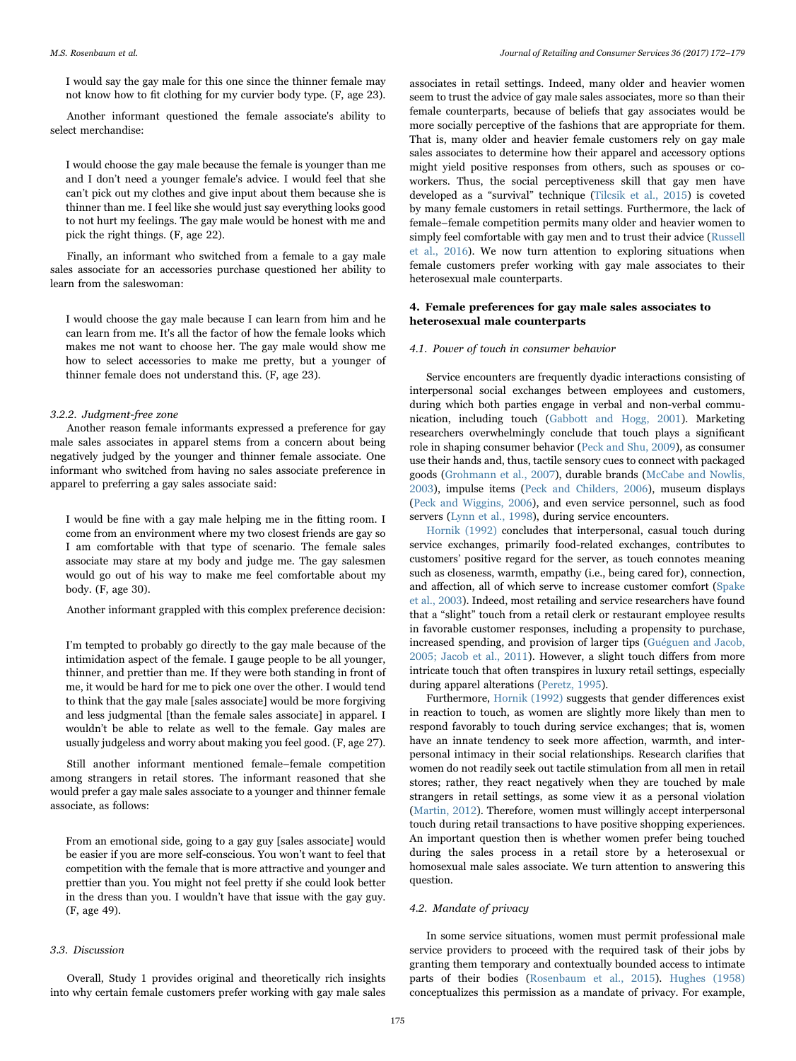I would say the gay male for this one since the thinner female may not know how to fit clothing for my curvier body type. (F, age 23).

Another informant questioned the female associate's ability to select merchandise:

> I would choose the gay male because the female is younger than me and I don't need a younger female's advice. I would feel that she can't pick out my clothes and give input about them because she is thinner than me. I feel like she would just say everything looks good to not hurt my feelings. The gay male would be honest with me and pick the right things. (F, age 22).

Finally, an informant who switched from a female to a gay male sales associate for an accessories purchase questioned her ability to learn from the saleswoman:

> I would choose the gay male because I can learn from him and he can learn from me. It's all the factor of how the female looks which makes me not want to choose her. The gay male would show me how to select accessories to make me pretty, but a younger of thinner female does not understand this. (F, age 23).

#### 3.2.2. Judgment-free zone

Another reason female informants expressed a preference for gay male sales associates in apparel stems from a concern about being negatively judged by the younger and thinner female associate. One informant who switched from having no sales associate preference in apparel to preferring a gay sales associate said:

> I would be fine with a gay male helping me in the fitting room. I come from an environment where my two closest friends are gay so I am comfortable with that type of scenario. The female sales associate may stare at my body and judge me. The gay salesmen would go out of his way to make me feel comfortable about my body. (F, age 30).

Another informant grappled with this complex preference decision:

> I'm tempted to probably go directly to the gay male because of the intimidation aspect of the female. I gauge people to be all younger, thinner, and prettier than me. If they were both standing in front of me, it would be hard for me to pick one over the other. I would tend to think that the gay male [sales associate] would be more forgiving and less judgmental [than the female sales associate] in apparel. I wouldn't be able to relate as well to the female. Gay males are usually judgeless and worry about making you feel good. (F, age 27).

Still another informant mentioned female–female competition among strangers in retail stores. The informant reasoned that she would prefer a gay male sales associate to a younger and thinner female associate, as follows:

> From an emotional side, going to a gay guy [sales associate] would be easier if you are more self-conscious. You won't want to feel that competition with the female that is more attractive and younger and prettier than you. You might not feel pretty if she could look better in the dress than you. I wouldn't have that issue with the gay guy. (F, age 49).

### 3.3. Discussion

Overall, Study 1 provides original and theoretically rich insights into why certain female customers prefer working with gay male sales associates in retail settings. Indeed, many older and heavier women seem to trust the advice of gay male sales associates, more so than their female counterparts, because of beliefs that gay associates would be more socially perceptive of the fashions that are appropriate for them. That is, many older and heavier female customers rely on gay male sales associates to determine how their apparel and accessory options might yield positive responses from others, such as spouses or co-workers. Thus, the social perceptiveness skill that gay men have developed as a "survival" technique (Tilcsik et al., 2015) is coveted by many female customers in retail settings. Furthermore, the lack of female–female competition permits many older and heavier women to simply feel comfortable with gay men and to trust their advice (Russell et al., 2016). We now turn attention to exploring situations when female customers prefer working with gay male associates to their heterosexual male counterparts.

## 4. Female preferences for gay male sales associates to heterosexual male counterparts

### 4.1. Power of touch in consumer behavior

Service encounters are frequently dyadic interactions consisting of interpersonal social exchanges between employees and customers, during which both parties engage in verbal and non-verbal communication, including touch (Gabbott and Hogg, 2001). Marketing researchers overwhelmingly conclude that touch plays a significant role in shaping consumer behavior (Peck and Shu, 2009), as consumer use their hands and, thus, tactile sensory cues to connect with packaged goods (Grohmann et al., 2007), durable brands (McCabe and Nowlis, 2003), impulse items (Peck and Childers, 2006), museum displays (Peck and Wiggins, 2006), and even service personnel, such as food servers (Lynn et al., 1998), during service encounters.

Hornik (1992) concludes that interpersonal, casual touch during service exchanges, primarily food-related exchanges, contributes to customers' positive regard for the server, as touch connotes meaning such as closeness, warmth, empathy (i.e., being cared for), connection, and affection, all of which serve to increase customer comfort (Spake et al., 2003). Indeed, most retailing and service researchers have found that a "slight" touch from a retail clerk or restaurant employee results in favorable customer responses, including a propensity to purchase, increased spending, and provision of larger tips (Guéguen and Jacob, 2005; Jacob et al., 2011). However, a slight touch differs from more intricate touch that often transpires in luxury retail settings, especially during apparel alterations (Peretz, 1995).

Furthermore, Hornik (1992) suggests that gender differences exist in reaction to touch, as women are slightly more likely than men to respond favorably to touch during service exchanges; that is, women have an innate tendency to seek more affection, warmth, and interpersonal intimacy in their social relationships. Research clarifies that women do not readily seek out tactile stimulation from all men in retail stores; rather, they react negatively when they are touched by male strangers in retail settings, as some view it as a personal violation (Martin, 2012). Therefore, women must willingly accept interpersonal touch during retail transactions to have positive shopping experiences. An important question then is whether women prefer being touched during the sales process in a retail store by a heterosexual or homosexual male sales associate. We turn attention to answering this question.

### 4.2. Mandate of privacy

In some service situations, women must permit professional male service providers to proceed with the required task of their jobs by granting them temporary and contextually bounded access to intimate parts of their bodies (Rosenbaum et al., 2015). Hughes (1958) conceptualizes this permission as a mandate of privacy. For example,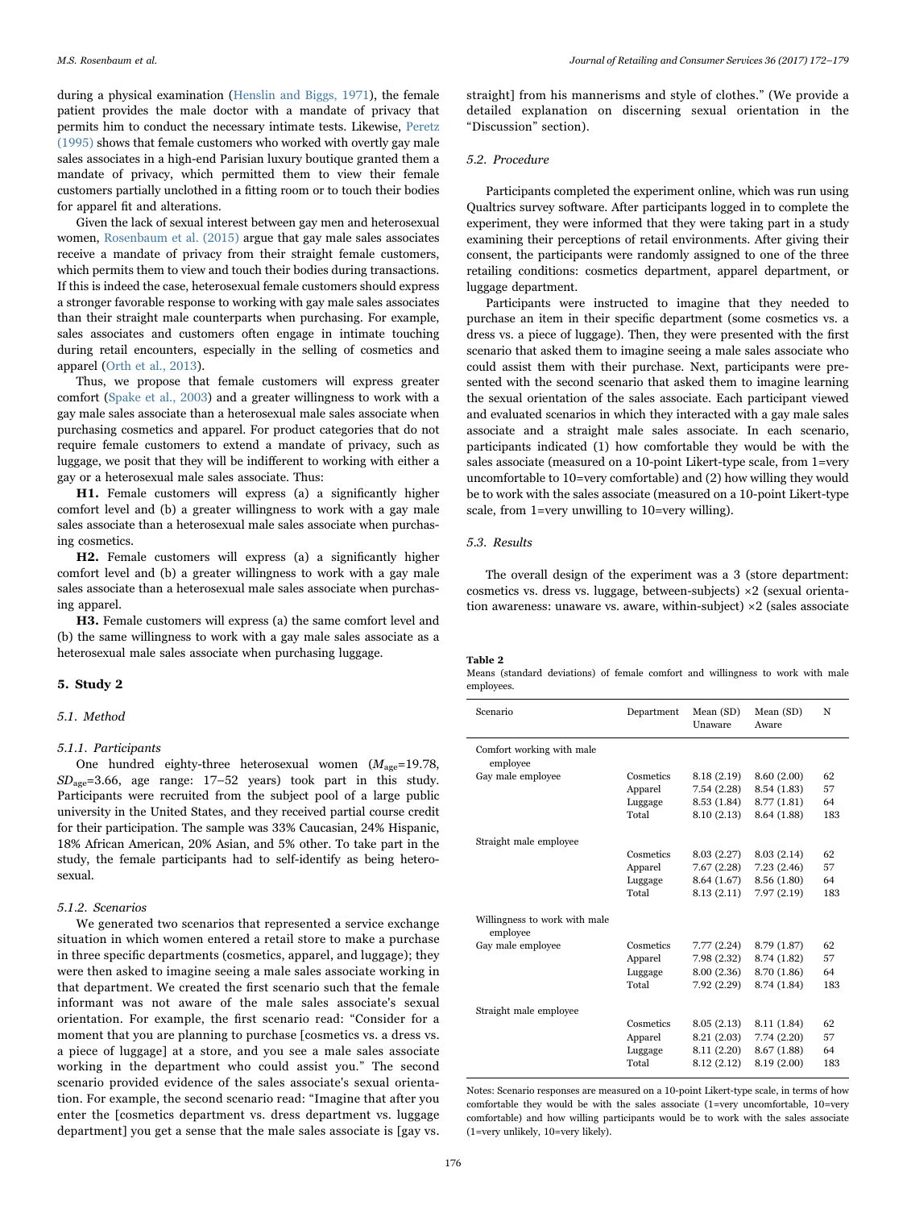during a physical examination (Henslin and Biggs, 1971), the female patient provides the male doctor with a mandate of privacy that permits him to conduct the necessary intimate tests. Likewise, Peretz (1995) shows that female customers who worked with overtly gay male sales associates in a high-end Parisian luxury boutique granted them a mandate of privacy, which permitted them to view their female customers partially unclothed in a fitting room or to touch their bodies for apparel fit and alterations.

Given the lack of sexual interest between gay men and heterosexual women, Rosenbaum et al. (2015) argue that gay male sales associates receive a mandate of privacy from their straight female customers, which permits them to view and touch their bodies during transactions. If this is indeed the case, heterosexual female customers should express a stronger favorable response to working with gay male sales associates than their straight male counterparts when purchasing. For example, sales associates and customers often engage in intimate touching during retail encounters, especially in the selling of cosmetics and apparel (Orth et al., 2013).

Thus, we propose that female customers will express greater comfort (Spake et al., 2003) and a greater willingness to work with a gay male sales associate than a heterosexual male sales associate when purchasing cosmetics and apparel. For product categories that do not require female customers to extend a mandate of privacy, such as luggage, we posit that they will be indifferent to working with either a gay or a heterosexual male sales associate. Thus:

**H1.** Female customers will express (a) a significantly higher comfort level and (b) a greater willingness to work with a gay male sales associate than a heterosexual male sales associate when purchasing cosmetics.

**H2.** Female customers will express (a) a significantly higher comfort level and (b) a greater willingness to work with a gay male sales associate than a heterosexual male sales associate when purchasing apparel.

**H3.** Female customers will express (a) the same comfort level and (b) the same willingness to work with a gay male sales associate as a heterosexual male sales associate when purchasing luggage.

## 5. Study 2

### 5.1. Method

#### 5.1.1. Participants

One hundred eighty-three heterosexual women ($M_{age}$=19.78, $SD_{age}$=3.66, age range: 17–52 years) took part in this study. Participants were recruited from the subject pool of a large public university in the United States, and they received partial course credit for their participation. The sample was 33% Caucasian, 24% Hispanic, 18% African American, 20% Asian, and 5% other. To take part in the study, the female participants had to self-identify as being heterosexual.

#### 5.1.2. Scenarios

We generated two scenarios that represented a service exchange situation in which women entered a retail store to make a purchase in three specific departments (cosmetics, apparel, and luggage); they were then asked to imagine seeing a male sales associate working in that department. We created the first scenario such that the female informant was not aware of the male sales associate's sexual orientation. For example, the first scenario read: "Consider for a moment that you are planning to purchase [cosmetics vs. a dress vs. a piece of luggage] at a store, and you see a male sales associate working in the department who could assist you." The second scenario provided evidence of the sales associate's sexual orientation. For example, the second scenario read: "Imagine that after you enter the [cosmetics department vs. dress department vs. luggage department] you get a sense that the male sales associate is [gay vs. straight] from his mannerisms and style of clothes." (We provide a detailed explanation on discerning sexual orientation in the "Discussion" section).

### 5.2. Procedure

Participants completed the experiment online, which was run using Qualtrics survey software. After participants logged in to complete the experiment, they were informed that they were taking part in a study examining their perceptions of retail environments. After giving their consent, the participants were randomly assigned to one of the three retailing conditions: cosmetics department, apparel department, or luggage department.

Participants were instructed to imagine that they needed to purchase an item in their specific department (some cosmetics vs. a dress vs. a piece of luggage). Then, they were presented with the first scenario that asked them to imagine seeing a male sales associate who could assist them with their purchase. Next, participants were presented with the second scenario that asked them to imagine learning the sexual orientation of the sales associate. Each participant viewed and evaluated scenarios in which they interacted with a gay male sales associate and a straight male sales associate. In each scenario, participants indicated (1) how comfortable they would be with the sales associate (measured on a 10-point Likert-type scale, from 1=very uncomfortable to 10=very comfortable) and (2) how willing they would be to work with the sales associate (measured on a 10-point Likert-type scale, from 1=very unwilling to 10=very willing).

### 5.3. Results

The overall design of the experiment was a 3 (store department: cosmetics vs. dress vs. luggage, between-subjects) ×2 (sexual orientation awareness: unaware vs. aware, within-subject) ×2 (sales associate

**Table 2**
Means (standard deviations) of female comfort and willingness to work with male employees.

| Scenario | Department | Mean (SD) Unaware | Mean (SD) Aware | N |
|---|---|---|---|---|
| Comfort working with male employee | | | | |
| Gay male employee | Cosmetics | 8.18 (2.19) | 8.60 (2.00) | 62 |
| | Apparel | 7.54 (2.28) | 8.54 (1.83) | 57 |
| | Luggage | 8.53 (1.84) | 8.77 (1.81) | 64 |
| | Total | 8.10 (2.13) | 8.64 (1.88) | 183 |
| Straight male employee | | | | |
| | Cosmetics | 8.03 (2.27) | 8.03 (2.14) | 62 |
| | Apparel | 7.67 (2.28) | 7.23 (2.46) | 57 |
| | Luggage | 8.64 (1.67) | 8.56 (1.80) | 64 |
| | Total | 8.13 (2.11) | 7.97 (2.19) | 183 |
| Willingness to work with male employee | | | | |
| Gay male employee | Cosmetics | 7.77 (2.24) | 8.79 (1.87) | 62 |
| | Apparel | 7.98 (2.32) | 8.74 (1.82) | 57 |
| | Luggage | 8.00 (2.36) | 8.70 (1.86) | 64 |
| | Total | 7.92 (2.29) | 8.74 (1.84) | 183 |
| Straight male employee | | | | |
| | Cosmetics | 8.05 (2.13) | 8.11 (1.84) | 62 |
| | Apparel | 8.21 (2.03) | 7.74 (2.20) | 57 |
| | Luggage | 8.11 (2.20) | 8.67 (1.88) | 64 |
| | Total | 8.12 (2.12) | 8.19 (2.00) | 183 |

Notes: Scenario responses are measured on a 10-point Likert-type scale, in terms of how comfortable they would be with the sales associate (1=very uncomfortable, 10=very comfortable) and how willing participants would be to work with the sales associate (1=very unlikely, 10=very likely).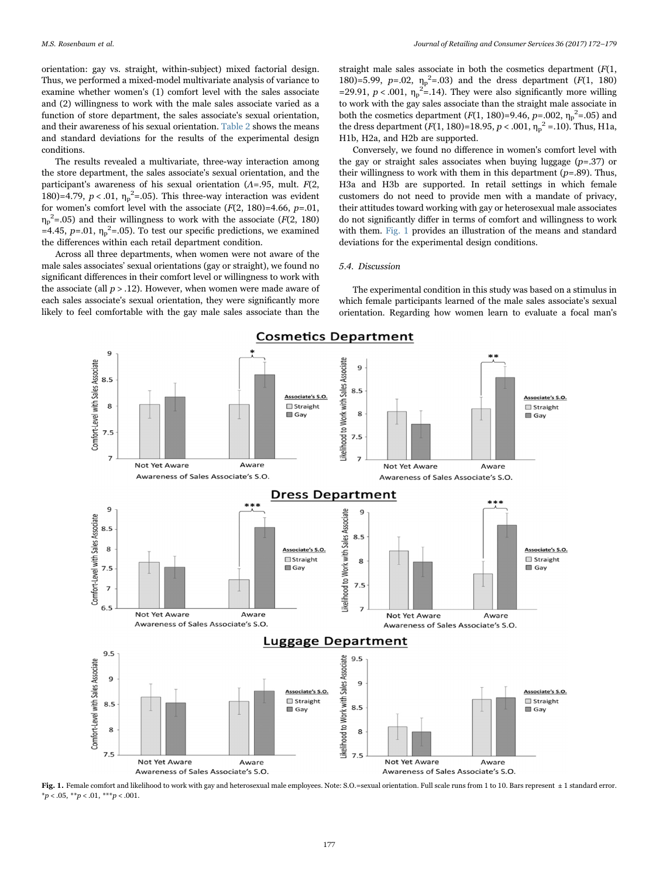orientation: gay vs. straight, within-subject) mixed factorial design. Thus, we performed a mixed-model multivariate analysis of variance to examine whether women's (1) comfort level with the sales associate and (2) willingness to work with the male sales associate varied as a function of store department, the sales associate's sexual orientation, and their awareness of his sexual orientation. Table 2 shows the means and standard deviations for the results of the experimental design conditions.

The results revealed a multivariate, three-way interaction among the store department, the sales associate's sexual orientation, and the participant's awareness of his sexual orientation ($\Lambda$=.95, mult. $F(2, 180)$=4.79, $p$ < .01, $\eta_p^2$=.05). This three-way interaction was evident for women's comfort level with the associate ($F(2, 180)$=4.66, $p$=.01, $\eta_p^2$=.05) and their willingness to work with the associate ($F(2, 180)$=4.45, $p$=.01, $\eta_p^2$=.05). To test our specific predictions, we examined the differences within each retail department condition.

Across all three departments, when women were not aware of the male sales associates' sexual orientations (gay or straight), we found no significant differences in their comfort level or willingness to work with the associate (all $p$ > .12). However, when women were made aware of each sales associate's sexual orientation, they were significantly more likely to feel comfortable with the gay male sales associate than the straight male sales associate in both the cosmetics department ($F(1, 180)$=5.99, $p$=.02, $\eta_p^2$=.03) and the dress department ($F(1, 180)$=29.91, $p$ < .001, $\eta_p^2$=.14). They were also significantly more willing to work with the gay sales associate than the straight male associate in both the cosmetics department ($F(1, 180)$=9.46, $p$=.002, $\eta_p^2$=.05) and the dress department ($F(1, 180)$=18.95, $p$ < .001, $\eta_p^2$ =.10). Thus, H1a, H1b, H2a, and H2b are supported.

Conversely, we found no difference in women's comfort level with the gay or straight sales associates when buying luggage ($p$=.37) or their willingness to work with them in this department ($p$=.89). Thus, H3a and H3b are supported. In retail settings in which female customers do not need to provide men with a mandate of privacy, their attitudes toward working with gay or heterosexual male associates do not significantly differ in terms of comfort and willingness to work with them. Fig. 1 provides an illustration of the means and standard deviations for the experimental design conditions.

### 5.4. Discussion

The experimental condition in this study was based on a stimulus in which female participants learned of the male sales associate's sexual orientation. Regarding how women learn to evaluate a focal man's

**Fig. 1.** Female comfort and likelihood to work with gay and heterosexual male employees. Note: S.O.=sexual orientation. Full scale runs from 1 to 10. Bars represent ± 1 standard error. *$p$ < .05, **$p$ < .01, ***$p$ < .001.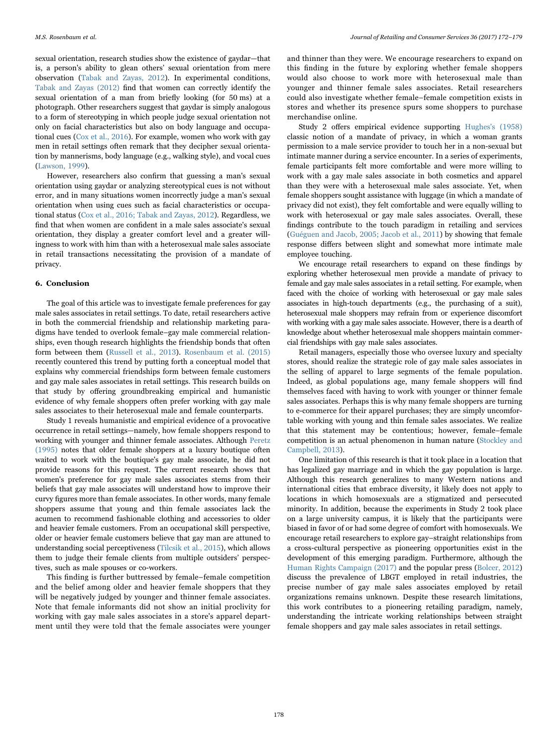sexual orientation, research studies show the existence of gaydar—that is, a person's ability to glean others' sexual orientation from mere observation (Tabak and Zayas, 2012). In experimental conditions, Tabak and Zayas (2012) find that women can correctly identify the sexual orientation of a man from briefly looking (for 50 ms) at a photograph. Other researchers suggest that gaydar is simply analogous to a form of stereotyping in which people judge sexual orientation not only on facial characteristics but also on body language and occupational cues (Cox et al., 2016). For example, women who work with gay men in retail settings often remark that they decipher sexual orientation by mannerisms, body language (e.g., walking style), and vocal cues (Lawson, 1999).

However, researchers also confirm that guessing a man's sexual orientation using gaydar or analyzing stereotypical cues is not without error, and in many situations women incorrectly judge a man's sexual orientation when using cues such as facial characteristics or occupational status (Cox et al., 2016; Tabak and Zayas, 2012). Regardless, we find that when women are confident in a male sales associate's sexual orientation, they display a greater comfort level and a greater willingness to work with him than with a heterosexual male sales associate in retail transactions necessitating the provision of a mandate of privacy.

## 6. Conclusion

The goal of this article was to investigate female preferences for gay male sales associates in retail settings. To date, retail researchers active in both the commercial friendship and relationship marketing paradigms have tended to overlook female–gay male commercial relationships, even though research highlights the friendship bonds that often form between them (Russell et al., 2013). Rosenbaum et al. (2015) recently countered this trend by putting forth a conceptual model that explains why commercial friendships form between female customers and gay male sales associates in retail settings. This research builds on that study by offering groundbreaking empirical and humanistic evidence of why female shoppers often prefer working with gay male sales associates to their heterosexual male and female counterparts.

Study 1 reveals humanistic and empirical evidence of a provocative occurrence in retail settings—namely, how female shoppers respond to working with younger and thinner female associates. Although Peretz (1995) notes that older female shoppers at a luxury boutique often waited to work with the boutique's gay male associate, he did not provide reasons for this request. The current research shows that women's preference for gay male sales associates stems from their beliefs that gay male associates will understand how to improve their curvy figures more than female associates. In other words, many female shoppers assume that young and thin female associates lack the acumen to recommend fashionable clothing and accessories to older and heavier female customers. From an occupational skill perspective, older or heavier female customers believe that gay man are attuned to understanding social perceptiveness (Tilcsik et al., 2015), which allows them to judge their female clients from multiple outsiders' perspectives, such as male spouses or co-workers.

This finding is further buttressed by female–female competition and the belief among older and heavier female shoppers that they will be negatively judged by younger and thinner female associates. Note that female informants did not show an initial proclivity for working with gay male sales associates in a store's apparel department until they were told that the female associates were younger and thinner than they were. We encourage researchers to expand on this finding in the future by exploring whether female shoppers would also choose to work more with heterosexual male than younger and thinner female sales associates. Retail researchers could also investigate whether female–female competition exists in stores and whether its presence spurs some shoppers to purchase merchandise online.

Study 2 offers empirical evidence supporting Hughes's (1958) classic notion of a mandate of privacy, in which a woman grants permission to a male service provider to touch her in a non-sexual but intimate manner during a service encounter. In a series of experiments, female participants felt more comfortable and were more willing to work with a gay male sales associate in both cosmetics and apparel than they were with a heterosexual male sales associate. Yet, when female shoppers sought assistance with luggage (in which a mandate of privacy did not exist), they felt comfortable and were equally willing to work with heterosexual or gay male sales associates. Overall, these findings contribute to the touch paradigm in retailing and services (Guéguen and Jacob, 2005; Jacob et al., 2011) by showing that female response differs between slight and somewhat more intimate male employee touching.

We encourage retail researchers to expand on these findings by exploring whether heterosexual men provide a mandate of privacy to female and gay male sales associates in a retail setting. For example, when faced with the choice of working with heterosexual or gay male sales associates in high-touch departments (e.g., the purchasing of a suit), heterosexual male shoppers may refrain from or experience discomfort with working with a gay male sales associate. However, there is a dearth of knowledge about whether heterosexual male shoppers maintain commercial friendships with gay male sales associates.

Retail managers, especially those who oversee luxury and specialty stores, should realize the strategic role of gay male sales associates in the selling of apparel to large segments of the female population. Indeed, as global populations age, many female shoppers will find themselves faced with having to work with younger or thinner female sales associates. Perhaps this is why many female shoppers are turning to e-commerce for their apparel purchases; they are simply uncomfortable working with young and thin female sales associates. We realize that this statement may be contentious; however, female–female competition is an actual phenomenon in human nature (Stockley and Campbell, 2013).

One limitation of this research is that it took place in a location that has legalized gay marriage and in which the gay population is large. Although this research generalizes to many Western nations and international cities that embrace diversity, it likely does not apply to locations in which homosexuals are a stigmatized and persecuted minority. In addition, because the experiments in Study 2 took place on a large university campus, it is likely that the participants were biased in favor of or had some degree of comfort with homosexuals. We encourage retail researchers to explore gay–straight relationships from a cross-cultural perspective as pioneering opportunities exist in the development of this emerging paradigm. Furthermore, although the Human Rights Campaign (2017) and the popular press (Bolcer, 2012) discuss the prevalence of LBGT employed in retail industries, the precise number of gay male sales associates employed by retail organizations remains unknown. Despite these research limitations, this work contributes to a pioneering retailing paradigm, namely, understanding the intricate working relationships between straight female shoppers and gay male sales associates in retail settings.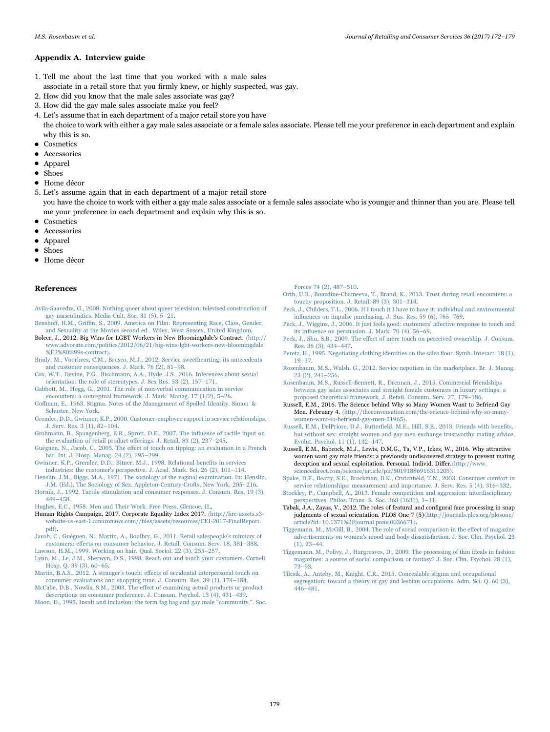## Appendix A. Interview guide

1. Tell me about the last time that you worked with a male sales associate in a retail store that you firmly knew, or highly suspected, was gay.
2. How did you know that the male sales associate was gay?
3. How did the gay male sales associate make you feel?
4. Let's assume that in each department of a major retail store you have the choice to work with either a gay male sales associate or a female sales associate. Please tell me your preference in each department and explain why this is so.

- Cosmetics
- Accessories
- Apparel
- Shoes
- Home décor

5. Let's assume again that in each department of a major retail store you have the choice to work with either a gay male sales associate or a female sales associate who is younger and thinner than you are. Please tell me your preference in each department and explain why this is so.

- Cosmetics
- Accessories
- Apparel
- Shoes
- Home décor

## References

Avila-Saavedra, G., 2008. Nothing queer about queer television: televised construction of gay masculinities. Media Cult. Soc. 31 (5), 5–21.

Benshoff, H.M., Griffin, S., 2009. America on Film: Representing Race, Class, Gender, and Sexuality at the Movies second ed.. Wiley, West Sussex, United Kingdom.

Bolcer, J., 2012. Big Wins for LGBT Workers in New Bloomingdale's Contract. ⟨http://www.advocate.com/politics/2012/06/21/big-wins-lgbt-workers-new-bloomingdale%E2%80%99s-contract⟩.

Brady, M., Voorhees, C.M., Brusco, M.J., 2012. Service sweethearting: its antecedents and customer consequences. J. Mark. 76 (2), 81–98.

Cox, W.T., Devine, P.G., Bischmann, A.A., Hyde, J.S., 2016. Inferences about sexual orientation: the role of stereotypes. J. Sex Res. 53 (2), 157–171.

Gabbott, M., Hogg, G., 2001. The role of non-verbal communication in service encounters: a conceptual framework. J. Mark. Manag. 17 (1/2), 5–26.

Goffman, E., 1963. Stigma. Notes of the Management of Spoiled Identity. Simon & Schuster, New York.

Gremler, D.D., Gwinner, K.P., 2000. Customer-employee rapport in service relationships. J. Serv. Res. 3 (1), 82–104.

Grohmann, B., Spangenberg, E.R., Sprott, D.E., 2007. The influence of tactile input on the evaluation of retail product offerings. J. Retail. 83 (2), 237–245.

Guéguen, N., Jacob, C., 2005. The effect of touch on tipping: an evaluation in a French bar. Int. J. Hosp. Manag. 24 (2), 295–299.

Gwinner, K.P., Gremler, D.D., Bitner, M.J., 1998. Relational benefits in services industries: the customer's perspective. J. Acad. Mark. Sci. 26 (2), 101–114.

Henslin, J.M., Biggs, M.A., 1971. The sociology of the vaginal examination. In: Henslin, J.M. (Ed.), The Sociology of Sex. Appleton-Century-Crofts, New York, 205–216.

Hornik, J., 1992. Tactile stimulation and consumer responses. J. Consum. Res. 19 (3), 449–458.

Hughes, E.C., 1958. Men and Their Work. Free Press, Glencoe, IL.

Human Rights Campaign, 2017. Corporate Equality Index 2017. ⟨http://hrc-assets.s3-website-us-east-1.amazonaws.com//files/assets/resources/CEI-2017-FinalReport.pdf⟩.

Jacob, C., Guéguen, N., Martin, A., Boulbry, G., 2011. Retail salespeople's mimicry of customers: effects on consumer behavior. J. Retail. Consum. Serv. 18, 381–388.

Lawson, H.M., 1999. Working on hair. Qual. Sociol. 22 (3), 235–257.

Lynn, M., Le, J.M., Sherwyn, D.S., 1998. Reach out and touch your customers. Cornell Hosp. Q. 39 (3), 60–65.

Martin, B.A.S., 2012. A stranger's touch: effects of accidental interpersonal touch on consumer evaluations and shopping time. J. Consum. Res. 39 (1), 174–184.

McCabe, D.B., Nowlis, S.M., 2003. The effect of examining actual products or product descriptions on consumer preference. J. Consum. Psychol. 13 (4), 431–439.

Moon, D., 1995. Insult and inclusion: the term fag hag and gay male "community.". Soc. Forces 74 (2), 487–510.

Orth, U.R., Bouzdine-Chameeva, T., Brand, K., 2013. Trust during retail encounters: a touchy proposition. J. Retail. 89 (3), 301–314.

Peck, J., Childers, T.L., 2006. If I touch it I have to have it: individual and environmental influences on impulse purchasing. J. Bus. Res. 59 (6), 765–769.

Peck, J., Wiggins, J., 2006. It just feels good: customers' affective response to touch and its influence on persuasion. J. Mark. 70 (4), 56–69.

Peck, J., Shu, S.B., 2009. The effect of mere touch on perceived ownership. J. Consum. Res. 36 (3), 434–447.

Peretz, H., 1995. Negotiating clothing identities on the sales floor. Symb. Interact. 18 (1), 19–37.

Rosenbaum, M.S., Walsh, G., 2012. Service nepotism in the marketplace. Br. J. Manag. 23 (2), 241–256.

Rosenbaum, M.S., Russell-Bennett, R., Drennan, J., 2015. Commercial friendships between gay sales associates and straight female customers in luxury settings: a proposed theoretical framework. J. Retail. Consum. Serv. 27, 179–186.

Russell, E.M., 2016. The Science behind Why so Many Women Want to Befriend Gay Men. February 4. ⟨http://theconversation.com/the-science-behind-why-so-many-women-want-to-befriend-gay-men-51965⟩.

Russell, E.M., DelPriore, D.J., Butterfield, M.E., Hill, S.E., 2013. Friends with benefits, but without sex: straight women and gay men exchange trustworthy mating advice. Evolut. Psychol. 11 (1), 132–147.

Russell, E.M., Babcock, M.J., Lewis, D.M.G., Ta, V.P., Ickes, W., 2016. Why attractive women want gay male friends: a previously undiscovered strategy to prevent mating deception and sexual exploitation. Personal. Individ. Differ.⟨http://www.sciencedirect.com/science/article/pii/S0191886916311205⟩.

Spake, D.F., Beatty, S.E., Brockman, B.K., Crutchfield, T.N., 2003. Consumer comfort in service relationships: measurement and importance. J. Serv. Res. 5 (4), 316–332.

Stockley, P., Campbell, A., 2013. Female competition and aggression: interdisciplinary perspectives. Philos. Trans. R. Soc. 368 (1631), 1–11.

Tabak, J.A., Zayas, V., 2012. The roles of featural and configural face processing in snap judgments of sexual orientation. PLOS One 7 (5)⟨http://journals.plos.org/plosone/article?id=10.1371%2Fjournal.pone.0036671⟩.

Tiggemann, M., McGill, B., 2004. The role of social comparison in the effect of magazine advertisements on women's mood and body dissatisfaction. J. Soc. Clin. Psychol. 23 (1), 23–44.

Tiggemann, M., Polivy, J., Hargreaves, D., 2009. The processing of thin ideals in fashion magazines: a source of social comparison or fantasy? J. Soc. Clin. Psychol. 28 (1), 73–93.

Tilcsik, A., Anteby, M., Knight, C.R., 2015. Concealable stigma and occupational segregation: toward a theory of gay and lesbian occupations. Adm. Sci. Q. 60 (3), 446–481.